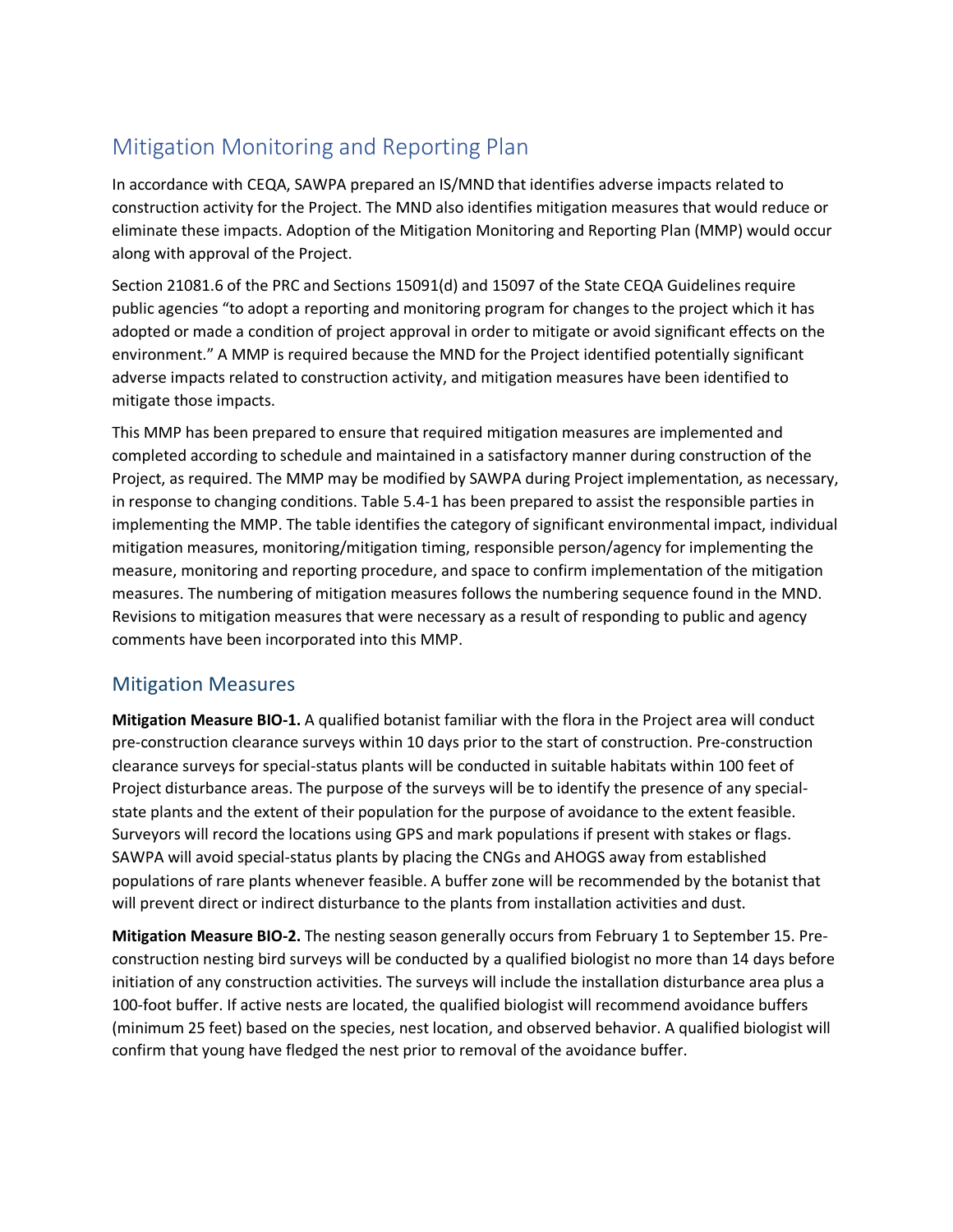# Mitigation Monitoring and Reporting Plan

In accordance with CEQA, SAWPA prepared an IS/MND that identifies adverse impacts related to construction activity for the Project. The MND also identifies mitigation measures that would reduce or eliminate these impacts. Adoption of the Mitigation Monitoring and Reporting Plan (MMP) would occur along with approval of the Project.

Section 21081.6 of the PRC and Sections 15091(d) and 15097 of the State CEQA Guidelines require public agencies "to adopt a reporting and monitoring program for changes to the project which it has adopted or made a condition of project approval in order to mitigate or avoid significant effects on the environment." A MMP is required because the MND for the Project identified potentially significant adverse impacts related to construction activity, and mitigation measures have been identified to mitigate those impacts.

This MMP has been prepared to ensure that required mitigation measures are implemented and completed according to schedule and maintained in a satisfactory manner during construction of the Project, as required. The MMP may be modified by SAWPA during Project implementation, as necessary, in response to changing conditions. Table 5.4-1 has been prepared to assist the responsible parties in implementing the MMP. The table identifies the category of significant environmental impact, individual mitigation measures, monitoring/mitigation timing, responsible person/agency for implementing the measure, monitoring and reporting procedure, and space to confirm implementation of the mitigation measures. The numbering of mitigation measures follows the numbering sequence found in the MND. Revisions to mitigation measures that were necessary as a result of responding to public and agency comments have been incorporated into this MMP.

## Mitigation Measures

**Mitigation Measure BIO-1.** A qualified botanist familiar with the flora in the Project area will conduct pre-construction clearance surveys within 10 days prior to the start of construction. Pre-construction clearance surveys for special-status plants will be conducted in suitable habitats within 100 feet of Project disturbance areas. The purpose of the surveys will be to identify the presence of any special-state plants and the extent of their population for the purpose of avoidance to the extent feasible. Surveyors will record the locations using GPS and mark populations if present with stakes or flags. SAWPA will avoid special-status plants by placing the CNGs and AHOGS away from established populations of rare plants whenever feasible. A buffer zone will be recommended by the botanist that will prevent direct or indirect disturbance to the plants from installation activities and dust.

**Mitigation Measure BIO-2.** The nesting season generally occurs from February 1 to September 15. Pre-construction nesting bird surveys will be conducted by a qualified biologist no more than 14 days before initiation of any construction activities. The surveys will include the installation disturbance area plus a 100-foot buffer. If active nests are located, the qualified biologist will recommend avoidance buffers (minimum 25 feet) based on the species, nest location, and observed behavior. A qualified biologist will confirm that young have fledged the nest prior to removal of the avoidance buffer.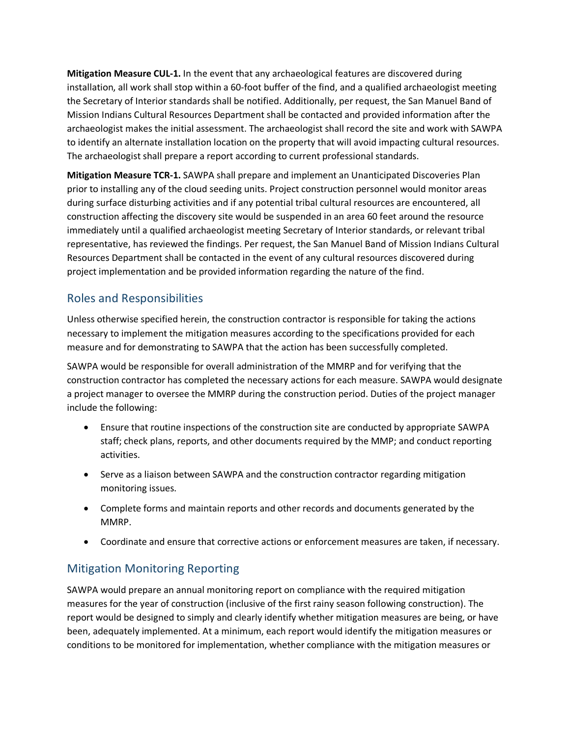**Mitigation Measure CUL-1.** In the event that any archaeological features are discovered during installation, all work shall stop within a 60-foot buffer of the find, and a qualified archaeologist meeting the Secretary of Interior standards shall be notified. Additionally, per request, the San Manuel Band of Mission Indians Cultural Resources Department shall be contacted and provided information after the archaeologist makes the initial assessment. The archaeologist shall record the site and work with SAWPA to identify an alternate installation location on the property that will avoid impacting cultural resources. The archaeologist shall prepare a report according to current professional standards.

**Mitigation Measure TCR-1.** SAWPA shall prepare and implement an Unanticipated Discoveries Plan prior to installing any of the cloud seeding units. Project construction personnel would monitor areas during surface disturbing activities and if any potential tribal cultural resources are encountered, all construction affecting the discovery site would be suspended in an area 60 feet around the resource immediately until a qualified archaeologist meeting Secretary of Interior standards, or relevant tribal representative, has reviewed the findings. Per request, the San Manuel Band of Mission Indians Cultural Resources Department shall be contacted in the event of any cultural resources discovered during project implementation and be provided information regarding the nature of the find.

## Roles and Responsibilities

Unless otherwise specified herein, the construction contractor is responsible for taking the actions necessary to implement the mitigation measures according to the specifications provided for each measure and for demonstrating to SAWPA that the action has been successfully completed.

SAWPA would be responsible for overall administration of the MMRP and for verifying that the construction contractor has completed the necessary actions for each measure. SAWPA would designate a project manager to oversee the MMRP during the construction period. Duties of the project manager include the following:

- Ensure that routine inspections of the construction site are conducted by appropriate SAWPA staff; check plans, reports, and other documents required by the MMP; and conduct reporting activities.
- Serve as a liaison between SAWPA and the construction contractor regarding mitigation monitoring issues.
- Complete forms and maintain reports and other records and documents generated by the MMRP.
- Coordinate and ensure that corrective actions or enforcement measures are taken, if necessary.

## Mitigation Monitoring Reporting

SAWPA would prepare an annual monitoring report on compliance with the required mitigation measures for the year of construction (inclusive of the first rainy season following construction). The report would be designed to simply and clearly identify whether mitigation measures are being, or have been, adequately implemented. At a minimum, each report would identify the mitigation measures or conditions to be monitored for implementation, whether compliance with the mitigation measures or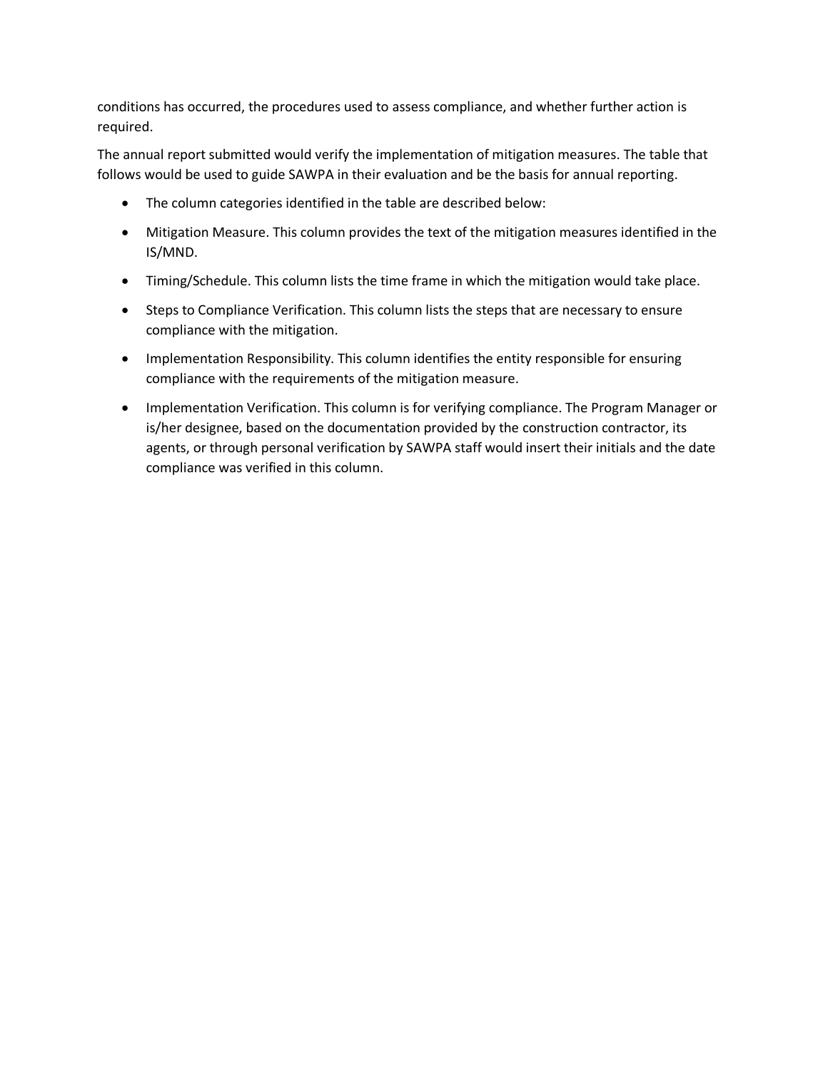conditions has occurred, the procedures used to assess compliance, and whether further action is required.

The annual report submitted would verify the implementation of mitigation measures. The table that follows would be used to guide SAWPA in their evaluation and be the basis for annual reporting.

- The column categories identified in the table are described below:
- Mitigation Measure. This column provides the text of the mitigation measures identified in the IS/MND.
- Timing/Schedule. This column lists the time frame in which the mitigation would take place.
- Steps to Compliance Verification. This column lists the steps that are necessary to ensure compliance with the mitigation.
- Implementation Responsibility. This column identifies the entity responsible for ensuring compliance with the requirements of the mitigation measure.
- Implementation Verification. This column is for verifying compliance. The Program Manager or is/her designee, based on the documentation provided by the construction contractor, its agents, or through personal verification by SAWPA staff would insert their initials and the date compliance was verified in this column.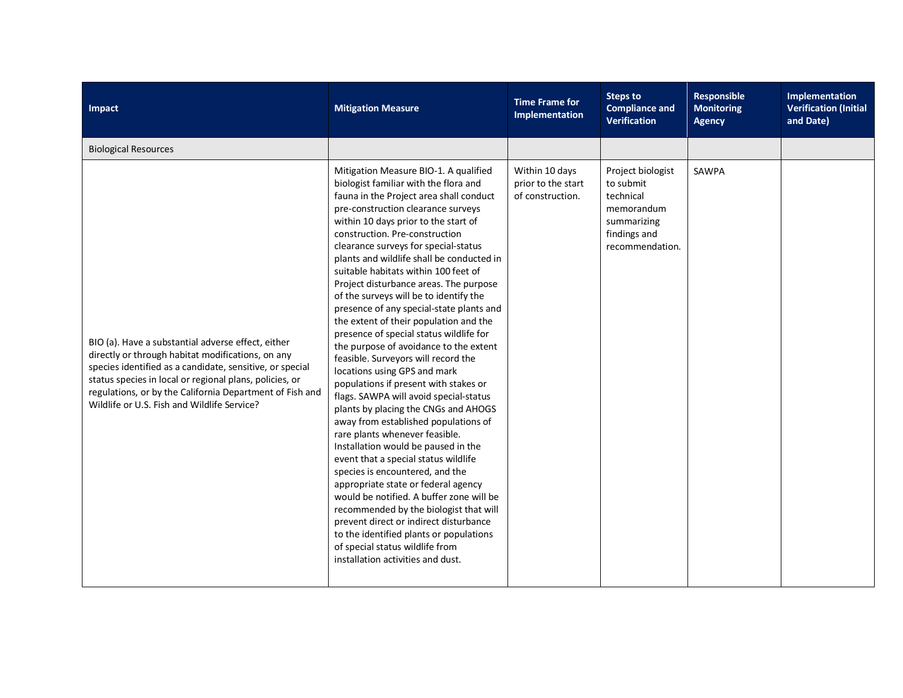| Impact | Mitigation Measure | Time Frame for Implementation | Steps to Compliance and Verification | Responsible Monitoring Agency | Implementation Verification (Initial and Date) |
|---|---|---|---|---|---|
| Biological Resources | | | | | |
| BIO (a). Have a substantial adverse effect, either directly or through habitat modifications, on any species identified as a candidate, sensitive, or special status species in local or regional plans, policies, or regulations, or by the California Department of Fish and Wildlife or U.S. Fish and Wildlife Service? | Mitigation Measure BIO-1. A qualified biologist familiar with the flora and fauna in the Project area shall conduct pre-construction clearance surveys within 10 days prior to the start of construction. Pre-construction clearance surveys for special-status plants and wildlife shall be conducted in suitable habitats within 100 feet of Project disturbance areas. The purpose of the surveys will be to identify the presence of any special-state plants and the extent of their population and the presence of special status wildlife for the purpose of avoidance to the extent feasible. Surveyors will record the locations using GPS and mark populations if present with stakes or flags. SAWPA will avoid special-status plants by placing the CNGs and AHOGS away from established populations of rare plants whenever feasible. Installation would be paused in the event that a special status wildlife species is encountered, and the appropriate state or federal agency would be notified. A buffer zone will be recommended by the biologist that will prevent direct or indirect disturbance to the identified plants or populations of special status wildlife from installation activities and dust. | Within 10 days prior to the start of construction. | Project biologist to submit technical memorandum summarizing findings and recommendation. | SAWPA | |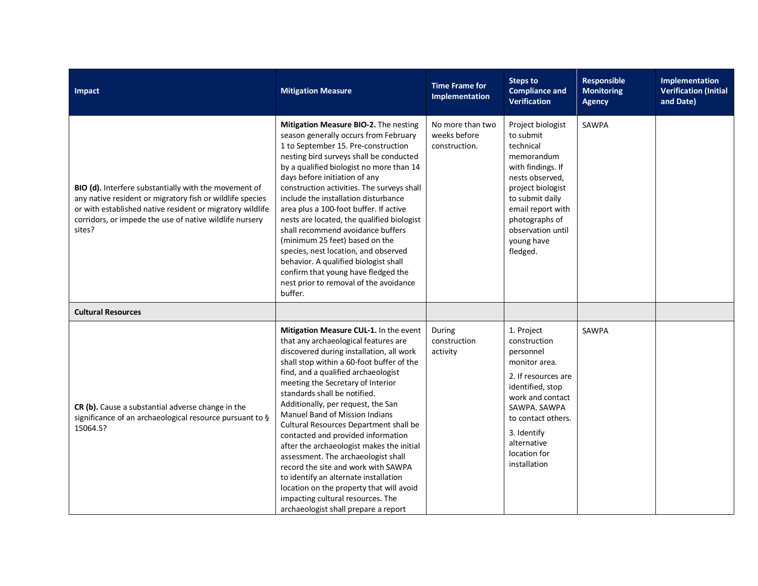| Impact | Mitigation Measure | Time Frame for Implementation | Steps to Compliance and Verification | Responsible Monitoring Agency | Implementation Verification (Initial and Date) |
|---|---|---|---|---|---|
| **BIO (d).** Interfere substantially with the movement of any native resident or migratory fish or wildlife species or with established native resident or migratory wildlife corridors, or impede the use of native wildlife nursery sites? | **Mitigation Measure BIO-2.** The nesting season generally occurs from February 1 to September 15. Pre-construction nesting bird surveys shall be conducted by a qualified biologist no more than 14 days before initiation of any construction activities. The surveys shall include the installation disturbance area plus a 100-foot buffer. If active nests are located, the qualified biologist shall recommend avoidance buffers (minimum 25 feet) based on the species, nest location, and observed behavior. A qualified biologist shall confirm that young have fledged the nest prior to removal of the avoidance buffer. | No more than two weeks before construction. | Project biologist to submit technical memorandum with findings. If nests observed, project biologist to submit daily email report with photographs of observation until young have fledged. | SAWPA | |
| **Cultural Resources** | | | | | |
| **CR (b).** Cause a substantial adverse change in the significance of an archaeological resource pursuant to § 15064.5? | **Mitigation Measure CUL-1.** In the event that any archaeological features are discovered during installation, all work shall stop within a 60-foot buffer of the find, and a qualified archaeologist meeting the Secretary of Interior standards shall be notified. Additionally, per request, the San Manuel Band of Mission Indians Cultural Resources Department shall be contacted and provided information after the archaeologist makes the initial assessment. The archaeologist shall record the site and work with SAWPA to identify an alternate installation location on the property that will avoid impacting cultural resources. The archaeologist shall prepare a report | During construction activity | 1. Project construction personnel monitor area.<br><br>2. If resources are identified, stop work and contact SAWPA. SAWPA to contact others.<br><br>3. Identify alternative location for installation | SAWPA | |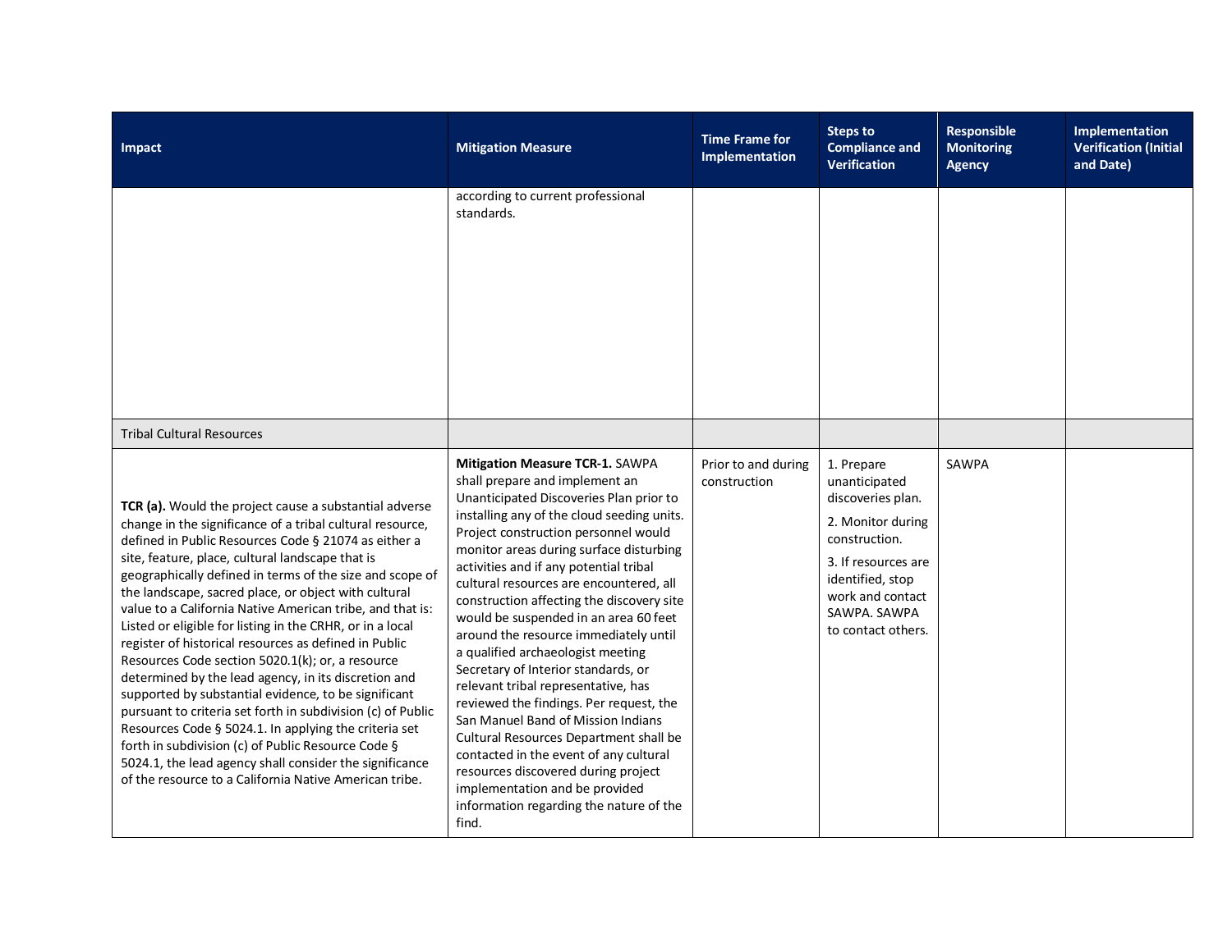| Impact | Mitigation Measure | Time Frame for Implementation | Steps to Compliance and Verification | Responsible Monitoring Agency | Implementation Verification (Initial and Date) |
|---|---|---|---|---|---|
| | according to current professional standards. | | | | |
| Tribal Cultural Resources | | | | | |
| **TCR (a).** Would the project cause a substantial adverse change in the significance of a tribal cultural resource, defined in Public Resources Code § 21074 as either a site, feature, place, cultural landscape that is geographically defined in terms of the size and scope of the landscape, sacred place, or object with cultural value to a California Native American tribe, and that is: Listed or eligible for listing in the CRHR, or in a local register of historical resources as defined in Public Resources Code section 5020.1(k); or, a resource determined by the lead agency, in its discretion and supported by substantial evidence, to be significant pursuant to criteria set forth in subdivision (c) of Public Resources Code § 5024.1. In applying the criteria set forth in subdivision (c) of Public Resource Code § 5024.1, the lead agency shall consider the significance of the resource to a California Native American tribe. | **Mitigation Measure TCR-1.** SAWPA shall prepare and implement an Unanticipated Discoveries Plan prior to installing any of the cloud seeding units. Project construction personnel would monitor areas during surface disturbing activities and if any potential tribal cultural resources are encountered, all construction affecting the discovery site would be suspended in an area 60 feet around the resource immediately until a qualified archaeologist meeting Secretary of Interior standards, or relevant tribal representative, has reviewed the findings. Per request, the San Manuel Band of Mission Indians Cultural Resources Department shall be contacted in the event of any cultural resources discovered during project implementation and be provided information regarding the nature of the find. | Prior to and during construction | 1. Prepare unanticipated discoveries plan.<br>2. Monitor during construction.<br>3. If resources are identified, stop work and contact SAWPA. SAWPA to contact others. | SAWPA | |